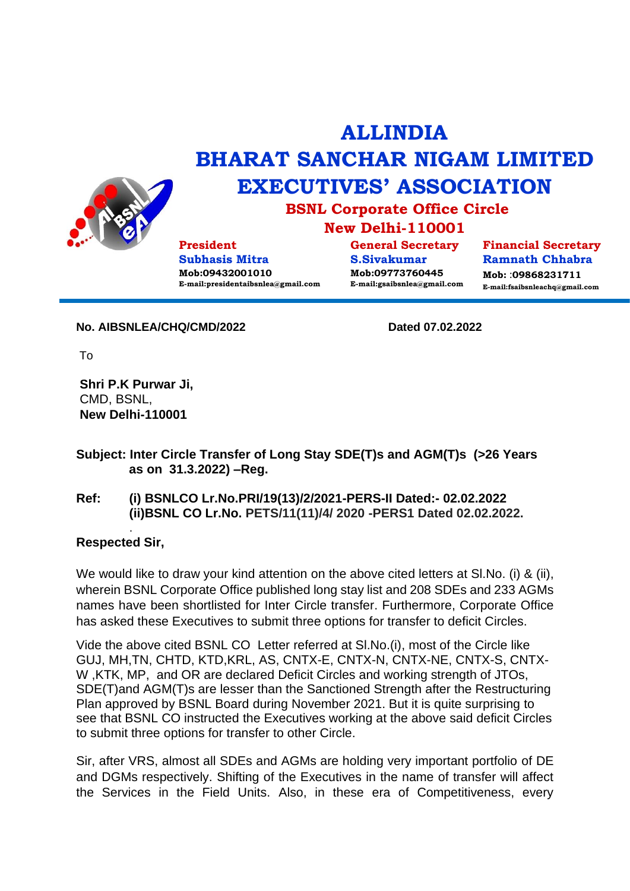# ALLINDIA
# BHARAT SANCHAR NIGAM LIMITED
# EXECUTIVES' ASSOCIATION

## BSNL Corporate Office Circle
## New Delhi-110001

| President | General Secretary | Financial Secretary |
|---|---|---|
| **Subhasis Mitra** | **S.Sivakumar** | **Ramnath Chhabra** |
| Mob:09432001010 | Mob:09773760445 | Mob: :09868231711 |
| E-mail:presidentaibsnlea@gmail.com | E-mail:gsaibsnlea@gmail.com | E-mail:fsaibsnleachq@gmail.com |

---

**No. AIBSNLEA/CHQ/CMD/2022** **Dated 07.02.2022**

To

**Shri P.K Purwar Ji,**
CMD, BSNL,
**New Delhi-110001**

**Subject: Inter Circle Transfer of Long Stay SDE(T)s and AGM(T)s (>26 Years as on 31.3.2022) –Reg.**

**Ref: (i) BSNLCO Lr.No.PRI/19(13)/2/2021-PERS-II Dated:- 02.02.2022**
**(ii)BSNL CO Lr.No. PETS/11(11)/4/ 2020 -PERS1 Dated 02.02.2022.**

**Respected Sir,**

We would like to draw your kind attention on the above cited letters at Sl.No. (i) & (ii), wherein BSNL Corporate Office published long stay list and 208 SDEs and 233 AGMs names have been shortlisted for Inter Circle transfer. Furthermore, Corporate Office has asked these Executives to submit three options for transfer to deficit Circles.

Vide the above cited BSNL CO Letter referred at Sl.No.(i), most of the Circle like GUJ, MH,TN, CHTD, KTD,KRL, AS, CNTX-E, CNTX-N, CNTX-NE, CNTX-S, CNTX-W ,KTK, MP, and OR are declared Deficit Circles and working strength of JTOs, SDE(T)and AGM(T)s are lesser than the Sanctioned Strength after the Restructuring Plan approved by BSNL Board during November 2021. But it is quite surprising to see that BSNL CO instructed the Executives working at the above said deficit Circles to submit three options for transfer to other Circle.

Sir, after VRS, almost all SDEs and AGMs are holding very important portfolio of DE and DGMs respectively. Shifting of the Executives in the name of transfer will affect the Services in the Field Units. Also, in these era of Competitiveness, every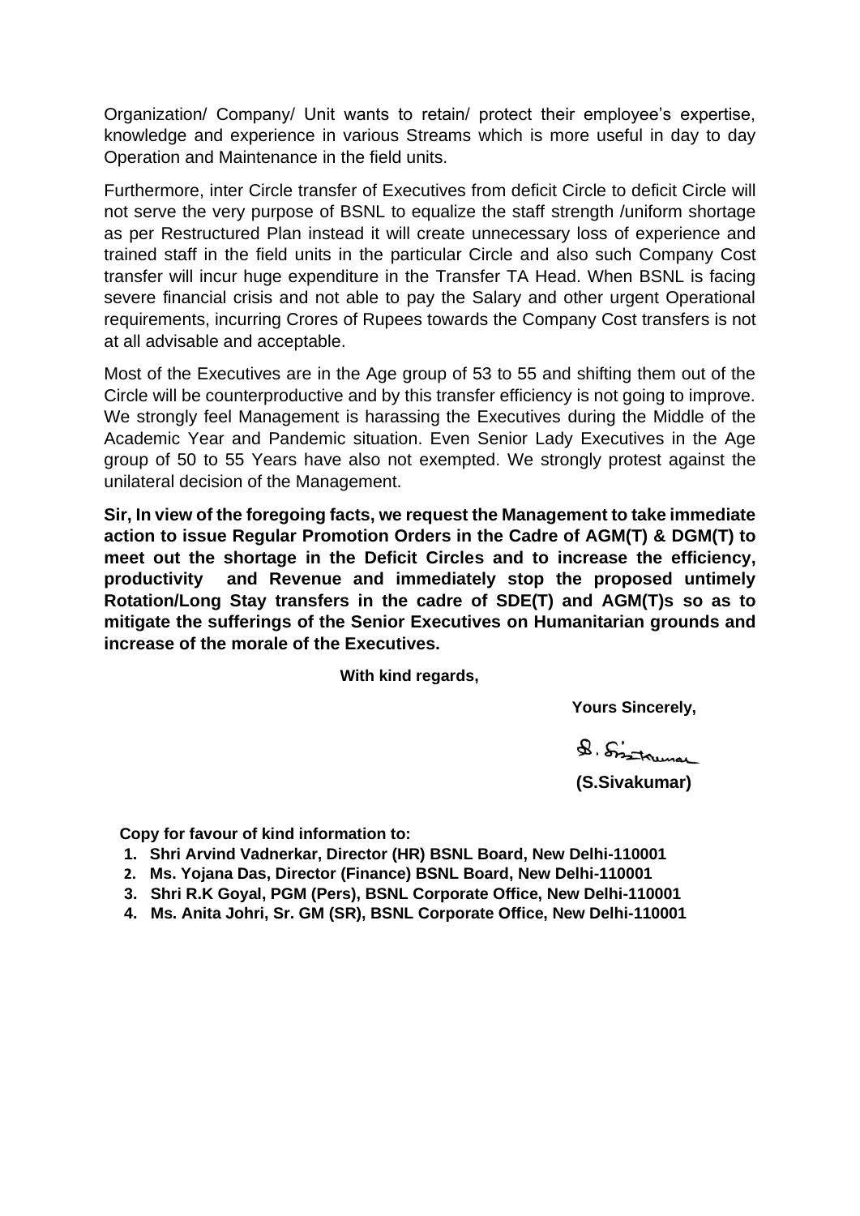Organization/ Company/ Unit wants to retain/ protect their employee's expertise, knowledge and experience in various Streams which is more useful in day to day Operation and Maintenance in the field units.

Furthermore, inter Circle transfer of Executives from deficit Circle to deficit Circle will not serve the very purpose of BSNL to equalize the staff strength /uniform shortage as per Restructured Plan instead it will create unnecessary loss of experience and trained staff in the field units in the particular Circle and also such Company Cost transfer will incur huge expenditure in the Transfer TA Head. When BSNL is facing severe financial crisis and not able to pay the Salary and other urgent Operational requirements, incurring Crores of Rupees towards the Company Cost transfers is not at all advisable and acceptable.

Most of the Executives are in the Age group of 53 to 55 and shifting them out of the Circle will be counterproductive and by this transfer efficiency is not going to improve. We strongly feel Management is harassing the Executives during the Middle of the Academic Year and Pandemic situation. Even Senior Lady Executives in the Age group of 50 to 55 Years have also not exempted. We strongly protest against the unilateral decision of the Management.

**Sir, In view of the foregoing facts, we request the Management to take immediate action to issue Regular Promotion Orders in the Cadre of AGM(T) & DGM(T) to meet out the shortage in the Deficit Circles and to increase the efficiency, productivity and Revenue and immediately stop the proposed untimely Rotation/Long Stay transfers in the cadre of SDE(T) and AGM(T)s so as to mitigate the sufferings of the Senior Executives on Humanitarian grounds and increase of the morale of the Executives.**

**With kind regards,**

**Yours Sincerely,**

S. Sivakumar

**(S.Sivakumar)**

**Copy for favour of kind information to:**

1. **Shri Arvind Vadnerkar, Director (HR) BSNL Board, New Delhi-110001**
2. **Ms. Yojana Das, Director (Finance) BSNL Board, New Delhi-110001**
3. **Shri R.K Goyal, PGM (Pers), BSNL Corporate Office, New Delhi-110001**
4. **Ms. Anita Johri, Sr. GM (SR), BSNL Corporate Office, New Delhi-110001**